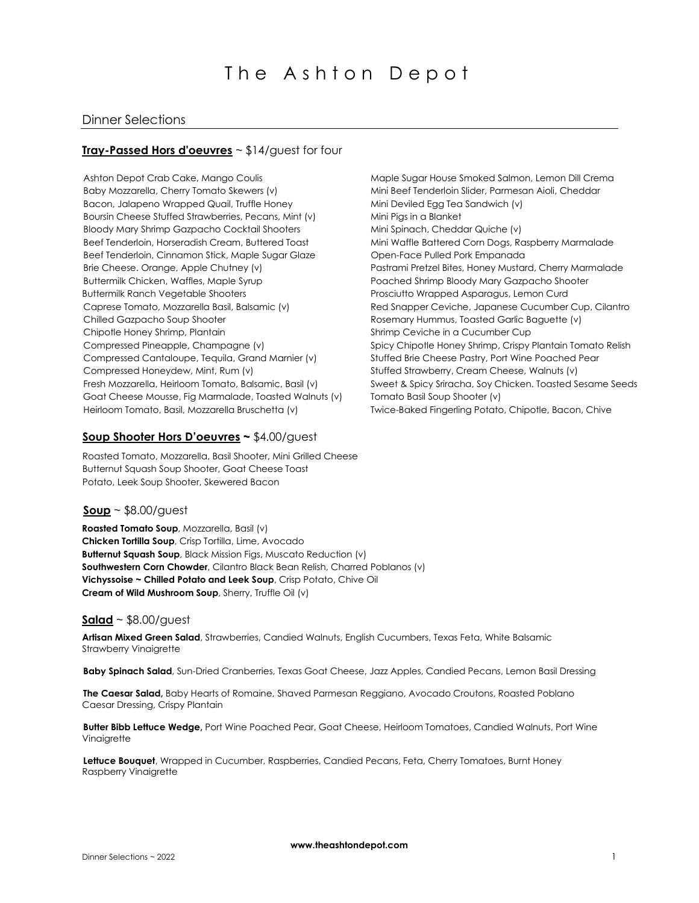# The Ashton Depot

## Dinner Selections

### **Tray-Passed Hors d'oeuvres** ~ $14/guest for four

Ashton Depot Crab Cake, Mango Coulis
Baby Mozzarella, Cherry Tomato Skewers (v)
Bacon, Jalapeno Wrapped Quail, Truffle Honey
Boursin Cheese Stuffed Strawberries, Pecans, Mint (v)
Bloody Mary Shrimp Gazpacho Cocktail Shooters
Beef Tenderloin, Horseradish Cream, Buttered Toast
Beef Tenderloin, Cinnamon Stick, Maple Sugar Glaze
Brie Cheese. Orange, Apple Chutney (v)
Buttermilk Chicken, Waffles, Maple Syrup
Buttermilk Ranch Vegetable Shooters
Caprese Tomato, Mozzarella Basil, Balsamic (v)
Chilled Gazpacho Soup Shooter
Chipotle Honey Shrimp, Plantain
Compressed Pineapple, Champagne (v)
Compressed Cantaloupe, Tequila, Grand Marnier (v)
Compressed Honeydew, Mint, Rum (v)
Fresh Mozzarella, Heirloom Tomato, Balsamic, Basil (v)
Goat Cheese Mousse, Fig Marmalade, Toasted Walnuts (v)
Heirloom Tomato, Basil, Mozzarella Bruschetta (v)
Maple Sugar House Smoked Salmon, Lemon Dill Crema
Mini Beef Tenderloin Slider, Parmesan Aioli, Cheddar
Mini Deviled Egg Tea Sandwich (v)
Mini Pigs in a Blanket
Mini Spinach, Cheddar Quiche (v)
Mini Waffle Battered Corn Dogs, Raspberry Marmalade
Open-Face Pulled Pork Empanada
Pastrami Pretzel Bites, Honey Mustard, Cherry Marmalade
Poached Shrimp Bloody Mary Gazpacho Shooter
Prosciutto Wrapped Asparagus, Lemon Curd
Red Snapper Ceviche, Japanese Cucumber Cup, Cilantro
Rosemary Hummus, Toasted Garlic Baguette (v)
Shrimp Ceviche in a Cucumber Cup
Spicy Chipotle Honey Shrimp, Crispy Plantain Tomato Relish
Stuffed Brie Cheese Pastry, Port Wine Poached Pear
Stuffed Strawberry, Cream Cheese, Walnuts (v)
Sweet & Spicy Sriracha, Soy Chicken. Toasted Sesame Seeds
Tomato Basil Soup Shooter (v)
Twice-Baked Fingerling Potato, Chipotle, Bacon, Chive

### **Soup Shooter Hors D'oeuvres ~** $4.00/guest

Roasted Tomato, Mozzarella, Basil Shooter, Mini Grilled Cheese
Butternut Squash Soup Shooter, Goat Cheese Toast
Potato, Leek Soup Shooter, Skewered Bacon

### **Soup** ~ $8.00/guest

**Roasted Tomato Soup**, Mozzarella, Basil (v)
**Chicken Tortilla Soup**, Crisp Tortilla, Lime, Avocado
**Butternut Squash Soup**, Black Mission Figs, Muscato Reduction (v)
**Southwestern Corn Chowder**, Cilantro Black Bean Relish, Charred Poblanos (v)
**Vichyssoise ~ Chilled Potato and Leek Soup**, Crisp Potato, Chive Oil
**Cream of Wild Mushroom Soup**, Sherry, Truffle Oil (v)

### **Salad** ~ $8.00/guest

**Artisan Mixed Green Salad**, Strawberries, Candied Walnuts, English Cucumbers, Texas Feta, White Balsamic Strawberry Vinaigrette

**Baby Spinach Salad**, Sun-Dried Cranberries, Texas Goat Cheese, Jazz Apples, Candied Pecans, Lemon Basil Dressing

**The Caesar Salad,** Baby Hearts of Romaine, Shaved Parmesan Reggiano, Avocado Croutons, Roasted Poblano Caesar Dressing, Crispy Plantain

**Butter Bibb Lettuce Wedge,** Port Wine Poached Pear, Goat Cheese, Heirloom Tomatoes, Candied Walnuts, Port Wine Vinaigrette

**Lettuce Bouquet**, Wrapped in Cucumber, Raspberries, Candied Pecans, Feta, Cherry Tomatoes, Burnt Honey Raspberry Vinaigrette

**www.theashtondepot.com**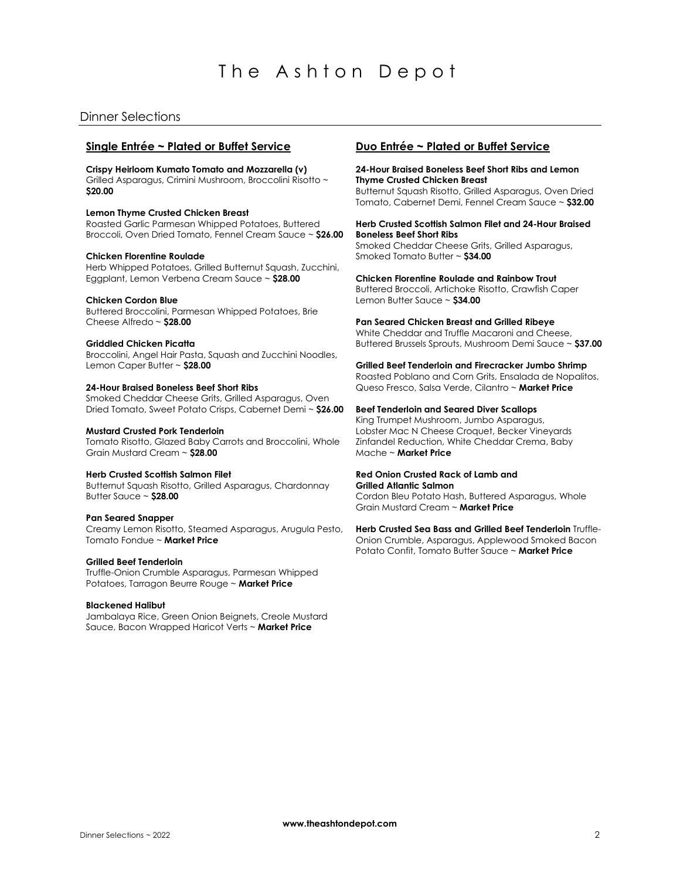# The Ashton Depot

## Dinner Selections

### Single Entrée ~ Plated or Buffet Service

**Crispy Heirloom Kumato Tomato and Mozzarella (v)**
Grilled Asparagus, Crimini Mushroom, Broccolini Risotto ~ **$20.00**

**Lemon Thyme Crusted Chicken Breast**
Roasted Garlic Parmesan Whipped Potatoes, Buttered Broccoli, Oven Dried Tomato, Fennel Cream Sauce ~ **$26.00**

**Chicken Florentine Roulade**
Herb Whipped Potatoes, Grilled Butternut Squash, Zucchini, Eggplant, Lemon Verbena Cream Sauce ~ **$28.00**

**Chicken Cordon Blue**
Buttered Broccolini, Parmesan Whipped Potatoes, Brie Cheese Alfredo ~ **$28.00**

**Griddled Chicken Picatta**
Broccolini, Angel Hair Pasta, Squash and Zucchini Noodles, Lemon Caper Butter ~ **$28.00**

**24-Hour Braised Boneless Beef Short Ribs**
Smoked Cheddar Cheese Grits, Grilled Asparagus, Oven Dried Tomato, Sweet Potato Crisps, Cabernet Demi ~ **$26.00**

**Mustard Crusted Pork Tenderloin**
Tomato Risotto, Glazed Baby Carrots and Broccolini, Whole Grain Mustard Cream ~ **$28.00**

**Herb Crusted Scottish Salmon Filet**
Butternut Squash Risotto, Grilled Asparagus, Chardonnay Butter Sauce ~ **$28.00**

**Pan Seared Snapper**
Creamy Lemon Risotto, Steamed Asparagus, Arugula Pesto, Tomato Fondue ~ **Market Price**

**Grilled Beef Tenderloin**
Truffle-Onion Crumble Asparagus, Parmesan Whipped Potatoes, Tarragon Beurre Rouge ~ **Market Price**

**Blackened Halibut**
Jambalaya Rice, Green Onion Beignets, Creole Mustard Sauce, Bacon Wrapped Haricot Verts ~ **Market Price**

### Duo Entrée ~ Plated or Buffet Service

**24-Hour Braised Boneless Beef Short Ribs and Lemon Thyme Crusted Chicken Breast**
Butternut Squash Risotto, Grilled Asparagus, Oven Dried Tomato, Cabernet Demi, Fennel Cream Sauce ~ **$32.00**

**Herb Crusted Scottish Salmon Filet and 24-Hour Braised Boneless Beef Short Ribs**
Smoked Cheddar Cheese Grits, Grilled Asparagus, Smoked Tomato Butter ~ **$34.00**

**Chicken Florentine Roulade and Rainbow Trout**
Buttered Broccoli, Artichoke Risotto, Crawfish Caper Lemon Butter Sauce ~ **$34.00**

**Pan Seared Chicken Breast and Grilled Ribeye**
White Cheddar and Truffle Macaroni and Cheese, Buttered Brussels Sprouts, Mushroom Demi Sauce ~ **$37.00**

**Grilled Beef Tenderloin and Firecracker Jumbo Shrimp**
Roasted Poblano and Corn Grits, Ensalada de Nopalitos, Queso Fresco, Salsa Verde, Cilantro ~ **Market Price**

**Beef Tenderloin and Seared Diver Scallops**
King Trumpet Mushroom, Jumbo Asparagus, Lobster Mac N Cheese Croquet, Becker Vineyards Zinfandel Reduction, White Cheddar Crema, Baby Mache ~ **Market Price**

**Red Onion Crusted Rack of Lamb and Grilled Atlantic Salmon**
Cordon Bleu Potato Hash, Buttered Asparagus, Whole Grain Mustard Cream ~ **Market Price**

**Herb Crusted Sea Bass and Grilled Beef Tenderloin** Truffle-Onion Crumble, Asparagus, Applewood Smoked Bacon Potato Confit, Tomato Butter Sauce ~ **Market Price**

**www.theashtondepot.com**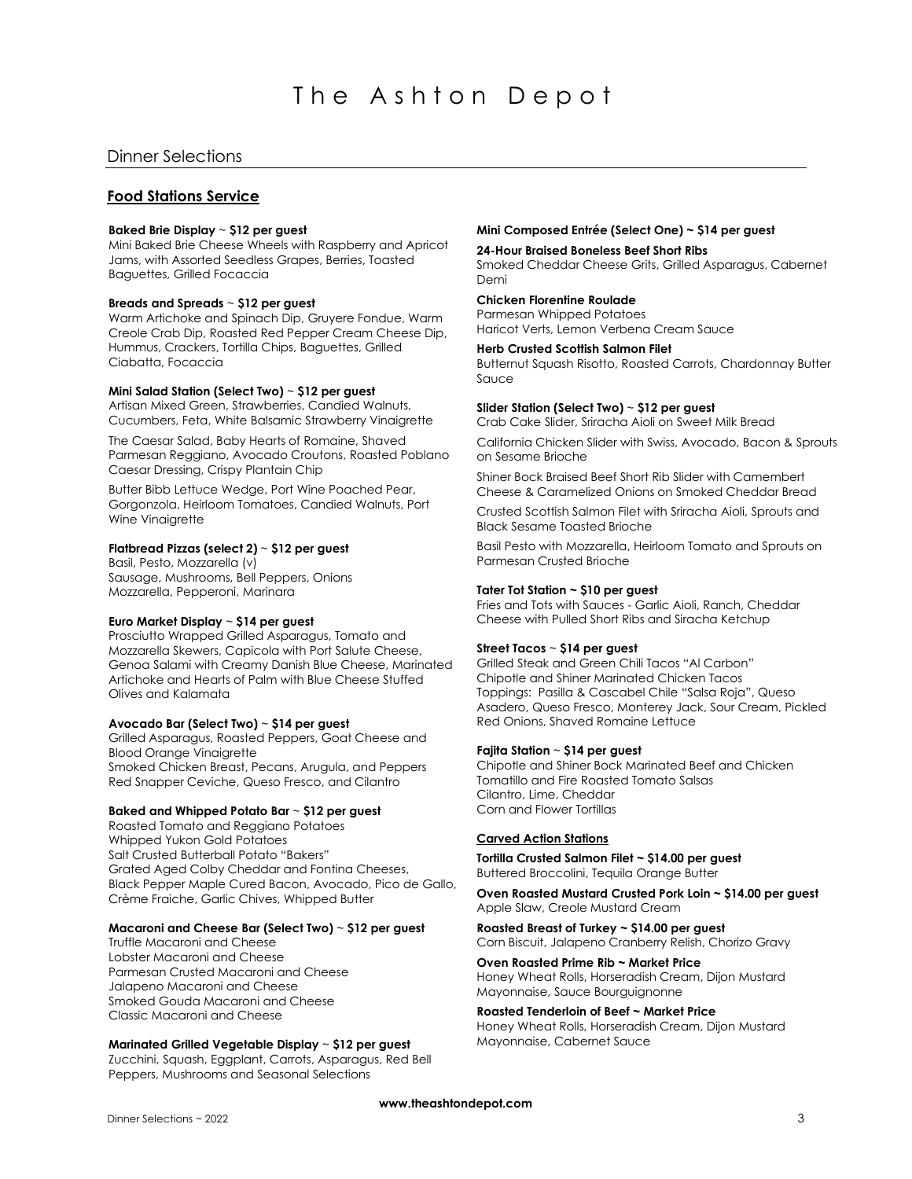# The Ashton Depot

## Dinner Selections

### Food Stations Service

**Baked Brie Display ~ $12 per guest**
Mini Baked Brie Cheese Wheels with Raspberry and Apricot Jams, with Assorted Seedless Grapes, Berries, Toasted Baguettes, Grilled Focaccia

**Breads and Spreads ~ $12 per guest**
Warm Artichoke and Spinach Dip, Gruyere Fondue, Warm Creole Crab Dip, Roasted Red Pepper Cream Cheese Dip, Hummus, Crackers, Tortilla Chips, Baguettes, Grilled Ciabatta, Focaccia

**Mini Salad Station (Select Two) ~ $12 per guest**
Artisan Mixed Green, Strawberries, Candied Walnuts, Cucumbers, Feta, White Balsamic Strawberry Vinaigrette

The Caesar Salad, Baby Hearts of Romaine, Shaved Parmesan Reggiano, Avocado Croutons, Roasted Poblano Caesar Dressing, Crispy Plantain Chip

Butter Bibb Lettuce Wedge, Port Wine Poached Pear, Gorgonzola, Heirloom Tomatoes, Candied Walnuts, Port Wine Vinaigrette

**Flatbread Pizzas (select 2) ~ $12 per guest**
Basil, Pesto, Mozzarella (v)
Sausage, Mushrooms, Bell Peppers, Onions
Mozzarella, Pepperoni, Marinara

**Euro Market Display ~ $14 per guest**
Prosciutto Wrapped Grilled Asparagus, Tomato and Mozzarella Skewers, Capicola with Port Salute Cheese, Genoa Salami with Creamy Danish Blue Cheese, Marinated Artichoke and Hearts of Palm with Blue Cheese Stuffed Olives and Kalamata

**Avocado Bar (Select Two) ~ $14 per guest**
Grilled Asparagus, Roasted Peppers, Goat Cheese and Blood Orange Vinaigrette
Smoked Chicken Breast, Pecans, Arugula, and Peppers
Red Snapper Ceviche, Queso Fresco, and Cilantro

**Baked and Whipped Potato Bar ~ $12 per guest**
Roasted Tomato and Reggiano Potatoes
Whipped Yukon Gold Potatoes
Salt Crusted Butterball Potato "Bakers"
Grated Aged Colby Cheddar and Fontina Cheeses, Black Pepper Maple Cured Bacon, Avocado, Pico de Gallo, Crème Fraiche, Garlic Chives, Whipped Butter

**Macaroni and Cheese Bar (Select Two) ~ $12 per guest**
Truffle Macaroni and Cheese
Lobster Macaroni and Cheese
Parmesan Crusted Macaroni and Cheese
Jalapeno Macaroni and Cheese
Smoked Gouda Macaroni and Cheese
Classic Macaroni and Cheese

**Marinated Grilled Vegetable Display ~ $12 per guest**
Zucchini, Squash, Eggplant, Carrots, Asparagus, Red Bell Peppers, Mushrooms and Seasonal Selections

**Mini Composed Entrée (Select One) ~ $14 per guest**

**24-Hour Braised Boneless Beef Short Ribs**
Smoked Cheddar Cheese Grits, Grilled Asparagus, Cabernet Demi

**Chicken Florentine Roulade**
Parmesan Whipped Potatoes
Haricot Verts, Lemon Verbena Cream Sauce

**Herb Crusted Scottish Salmon Filet**
Butternut Squash Risotto, Roasted Carrots, Chardonnay Butter Sauce

**Slider Station (Select Two) ~ $12 per guest**
Crab Cake Slider, Sriracha Aioli on Sweet Milk Bread

California Chicken Slider with Swiss, Avocado, Bacon & Sprouts on Sesame Brioche

Shiner Bock Braised Beef Short Rib Slider with Camembert Cheese & Caramelized Onions on Smoked Cheddar Bread

Crusted Scottish Salmon Filet with Sriracha Aioli, Sprouts and Black Sesame Toasted Brioche

Basil Pesto with Mozzarella, Heirloom Tomato and Sprouts on Parmesan Crusted Brioche

**Tater Tot Station ~ $10 per guest**
Fries and Tots with Sauces - Garlic Aioli, Ranch, Cheddar Cheese with Pulled Short Ribs and Siracha Ketchup

**Street Tacos ~ $14 per guest**
Grilled Steak and Green Chili Tacos "Al Carbon"
Chipotle and Shiner Marinated Chicken Tacos
Toppings: Pasilla & Cascabel Chile "Salsa Roja", Queso Asadero, Queso Fresco, Monterey Jack, Sour Cream, Pickled Red Onions, Shaved Romaine Lettuce

**Fajita Station ~ $14 per guest**
Chipotle and Shiner Bock Marinated Beef and Chicken
Tomatillo and Fire Roasted Tomato Salsas
Cilantro, Lime, Cheddar
Corn and Flower Tortillas

### Carved Action Stations

**Tortilla Crusted Salmon Filet ~ $14.00 per guest**
Buttered Broccolini, Tequila Orange Butter

**Oven Roasted Mustard Crusted Pork Loin ~ $14.00 per guest**
Apple Slaw, Creole Mustard Cream

**Roasted Breast of Turkey ~ $14.00 per guest**
Corn Biscuit, Jalapeno Cranberry Relish, Chorizo Gravy

**Oven Roasted Prime Rib ~ Market Price**
Honey Wheat Rolls, Horseradish Cream, Dijon Mustard Mayonnaise, Sauce Bourguignonne

**Roasted Tenderloin of Beef ~ Market Price**
Honey Wheat Rolls, Horseradish Cream, Dijon Mustard Mayonnaise, Cabernet Sauce

**www.theashtondepot.com**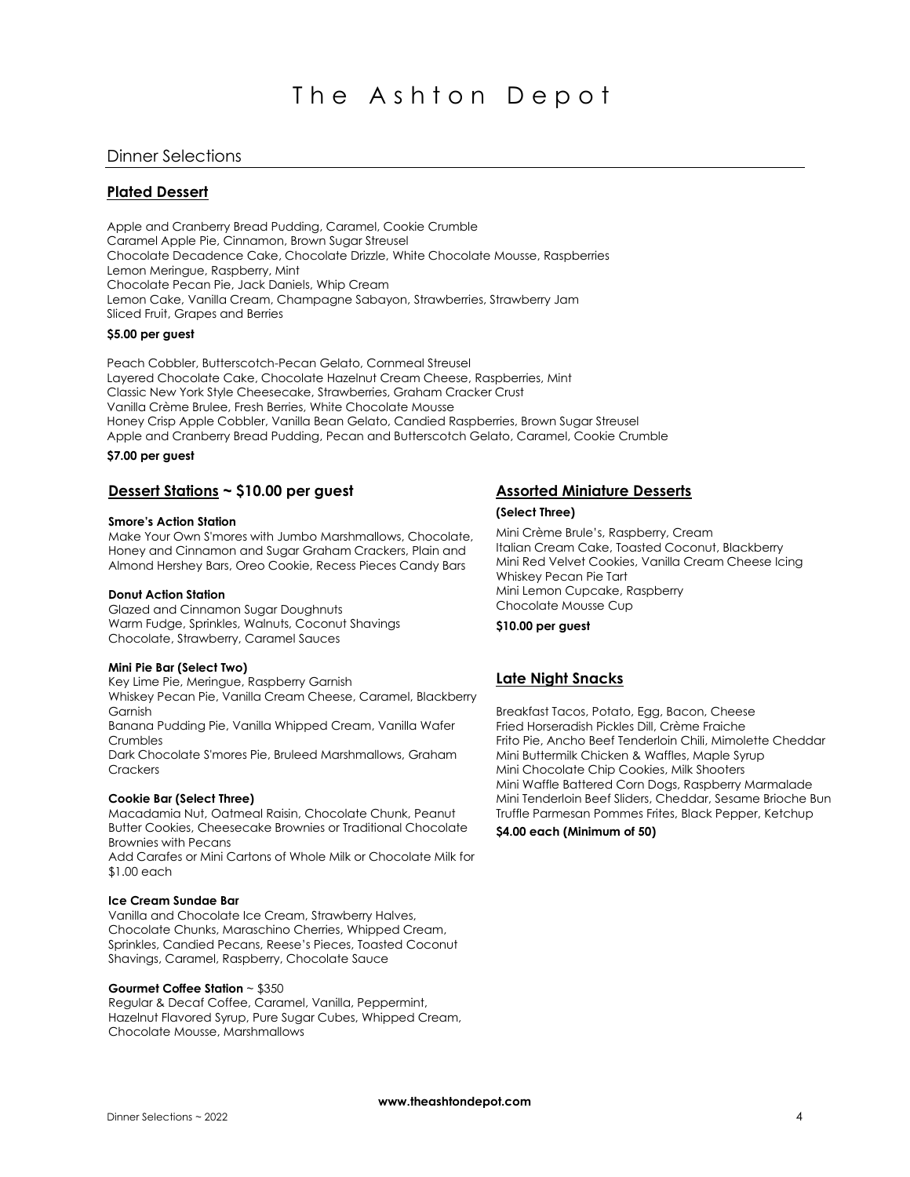# The Ashton Depot

## Dinner Selections

### Plated Dessert

Apple and Cranberry Bread Pudding, Caramel, Cookie Crumble
Caramel Apple Pie, Cinnamon, Brown Sugar Streusel
Chocolate Decadence Cake, Chocolate Drizzle, White Chocolate Mousse, Raspberries
Lemon Meringue, Raspberry, Mint
Chocolate Pecan Pie, Jack Daniels, Whip Cream
Lemon Cake, Vanilla Cream, Champagne Sabayon, Strawberries, Strawberry Jam
Sliced Fruit, Grapes and Berries

**$5.00 per guest**

Peach Cobbler, Butterscotch-Pecan Gelato, Cornmeal Streusel
Layered Chocolate Cake, Chocolate Hazelnut Cream Cheese, Raspberries, Mint
Classic New York Style Cheesecake, Strawberries, Graham Cracker Crust
Vanilla Crème Brulee, Fresh Berries, White Chocolate Mousse
Honey Crisp Apple Cobbler, Vanilla Bean Gelato, Candied Raspberries, Brown Sugar Streusel
Apple and Cranberry Bread Pudding, Pecan and Butterscotch Gelato, Caramel, Cookie Crumble

**$7.00 per guest**

### Dessert Stations ~ $10.00 per guest

**Smore's Action Station**
Make Your Own S'mores with Jumbo Marshmallows, Chocolate, Honey and Cinnamon and Sugar Graham Crackers, Plain and Almond Hershey Bars, Oreo Cookie, Recess Pieces Candy Bars

**Donut Action Station**
Glazed and Cinnamon Sugar Doughnuts
Warm Fudge, Sprinkles, Walnuts, Coconut Shavings
Chocolate, Strawberry, Caramel Sauces

**Mini Pie Bar (Select Two)**
Key Lime Pie, Meringue, Raspberry Garnish
Whiskey Pecan Pie, Vanilla Cream Cheese, Caramel, Blackberry Garnish
Banana Pudding Pie, Vanilla Whipped Cream, Vanilla Wafer Crumbles
Dark Chocolate S'mores Pie, Bruleed Marshmallows, Graham Crackers

**Cookie Bar (Select Three)**
Macadamia Nut, Oatmeal Raisin, Chocolate Chunk, Peanut Butter Cookies, Cheesecake Brownies or Traditional Chocolate Brownies with Pecans
Add Carafes or Mini Cartons of Whole Milk or Chocolate Milk for $1.00 each

**Ice Cream Sundae Bar**
Vanilla and Chocolate Ice Cream, Strawberry Halves, Chocolate Chunks, Maraschino Cherries, Whipped Cream, Sprinkles, Candied Pecans, Reese's Pieces, Toasted Coconut Shavings, Caramel, Raspberry, Chocolate Sauce

**Gourmet Coffee Station** ~ $350
Regular & Decaf Coffee, Caramel, Vanilla, Peppermint, Hazelnut Flavored Syrup, Pure Sugar Cubes, Whipped Cream, Chocolate Mousse, Marshmallows

### Assorted Miniature Desserts

**(Select Three)**

Mini Crème Brule's, Raspberry, Cream
Italian Cream Cake, Toasted Coconut, Blackberry
Mini Red Velvet Cookies, Vanilla Cream Cheese Icing
Whiskey Pecan Pie Tart
Mini Lemon Cupcake, Raspberry
Chocolate Mousse Cup

**$10.00 per guest**

### Late Night Snacks

Breakfast Tacos, Potato, Egg, Bacon, Cheese
Fried Horseradish Pickles Dill, Crème Fraiche
Frito Pie, Ancho Beef Tenderloin Chili, Mimolette Cheddar
Mini Buttermilk Chicken & Waffles, Maple Syrup
Mini Chocolate Chip Cookies, Milk Shooters
Mini Waffle Battered Corn Dogs, Raspberry Marmalade
Mini Tenderloin Beef Sliders, Cheddar, Sesame Brioche Bun
Truffle Parmesan Pommes Frites, Black Pepper, Ketchup

**$4.00 each (Minimum of 50)**

**www.theashtondepot.com**